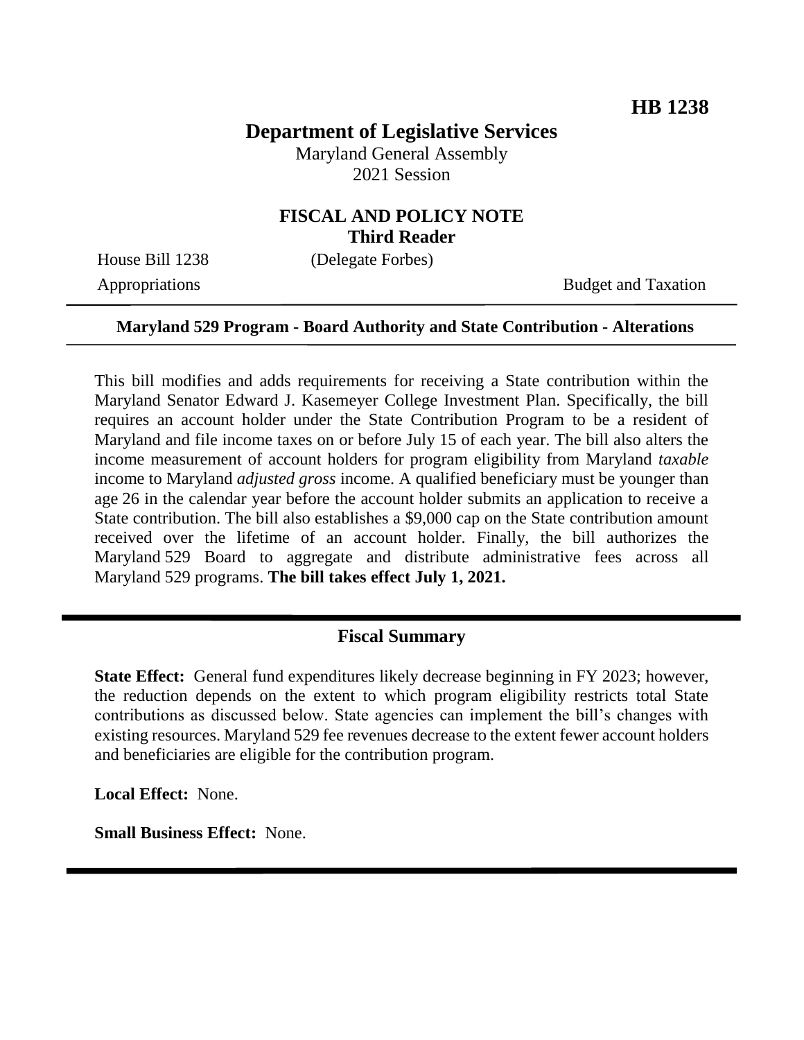**HB 1238**

# Department of Legislative Services

Maryland General Assembly
2021 Session

## FISCAL AND POLICY NOTE
**Third Reader**

House Bill 1238 (Delegate Forbes)

Appropriations Budget and Taxation

---

**Maryland 529 Program - Board Authority and State Contribution - Alterations**

---

This bill modifies and adds requirements for receiving a State contribution within the Maryland Senator Edward J. Kasemeyer College Investment Plan. Specifically, the bill requires an account holder under the State Contribution Program to be a resident of Maryland and file income taxes on or before July 15 of each year. The bill also alters the income measurement of account holders for program eligibility from Maryland *taxable* income to Maryland *adjusted gross* income. A qualified beneficiary must be younger than age 26 in the calendar year before the account holder submits an application to receive a State contribution. The bill also establishes a $9,000 cap on the State contribution amount received over the lifetime of an account holder. Finally, the bill authorizes the Maryland 529 Board to aggregate and distribute administrative fees across all Maryland 529 programs. **The bill takes effect July 1, 2021.**

---

## Fiscal Summary

**State Effect:** General fund expenditures likely decrease beginning in FY 2023; however, the reduction depends on the extent to which program eligibility restricts total State contributions as discussed below. State agencies can implement the bill's changes with existing resources. Maryland 529 fee revenues decrease to the extent fewer account holders and beneficiaries are eligible for the contribution program.

**Local Effect:** None.

**Small Business Effect:** None.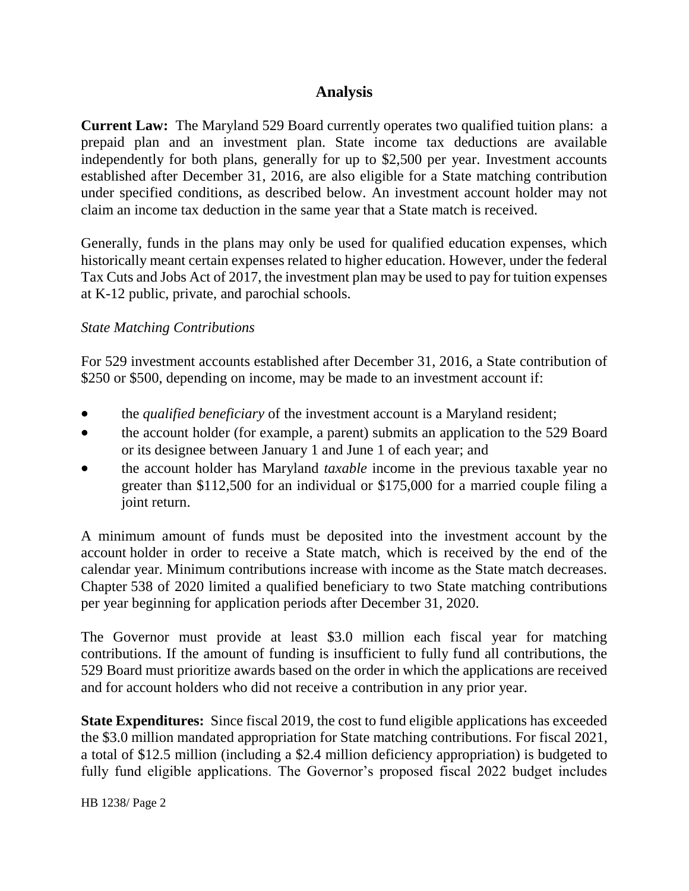# Analysis

**Current Law:** The Maryland 529 Board currently operates two qualified tuition plans: a prepaid plan and an investment plan. State income tax deductions are available independently for both plans, generally for up to $2,500 per year. Investment accounts established after December 31, 2016, are also eligible for a State matching contribution under specified conditions, as described below. An investment account holder may not claim an income tax deduction in the same year that a State match is received.

Generally, funds in the plans may only be used for qualified education expenses, which historically meant certain expenses related to higher education. However, under the federal Tax Cuts and Jobs Act of 2017, the investment plan may be used to pay for tuition expenses at K-12 public, private, and parochial schools.

*State Matching Contributions*

For 529 investment accounts established after December 31, 2016, a State contribution of $250 or $500, depending on income, may be made to an investment account if:

- the *qualified beneficiary* of the investment account is a Maryland resident;
- the account holder (for example, a parent) submits an application to the 529 Board or its designee between January 1 and June 1 of each year; and
- the account holder has Maryland *taxable* income in the previous taxable year no greater than $112,500 for an individual or $175,000 for a married couple filing a joint return.

A minimum amount of funds must be deposited into the investment account by the account holder in order to receive a State match, which is received by the end of the calendar year. Minimum contributions increase with income as the State match decreases. Chapter 538 of 2020 limited a qualified beneficiary to two State matching contributions per year beginning for application periods after December 31, 2020.

The Governor must provide at least $3.0 million each fiscal year for matching contributions. If the amount of funding is insufficient to fully fund all contributions, the 529 Board must prioritize awards based on the order in which the applications are received and for account holders who did not receive a contribution in any prior year.

**State Expenditures:** Since fiscal 2019, the cost to fund eligible applications has exceeded the $3.0 million mandated appropriation for State matching contributions. For fiscal 2021, a total of $12.5 million (including a $2.4 million deficiency appropriation) is budgeted to fully fund eligible applications. The Governor's proposed fiscal 2022 budget includes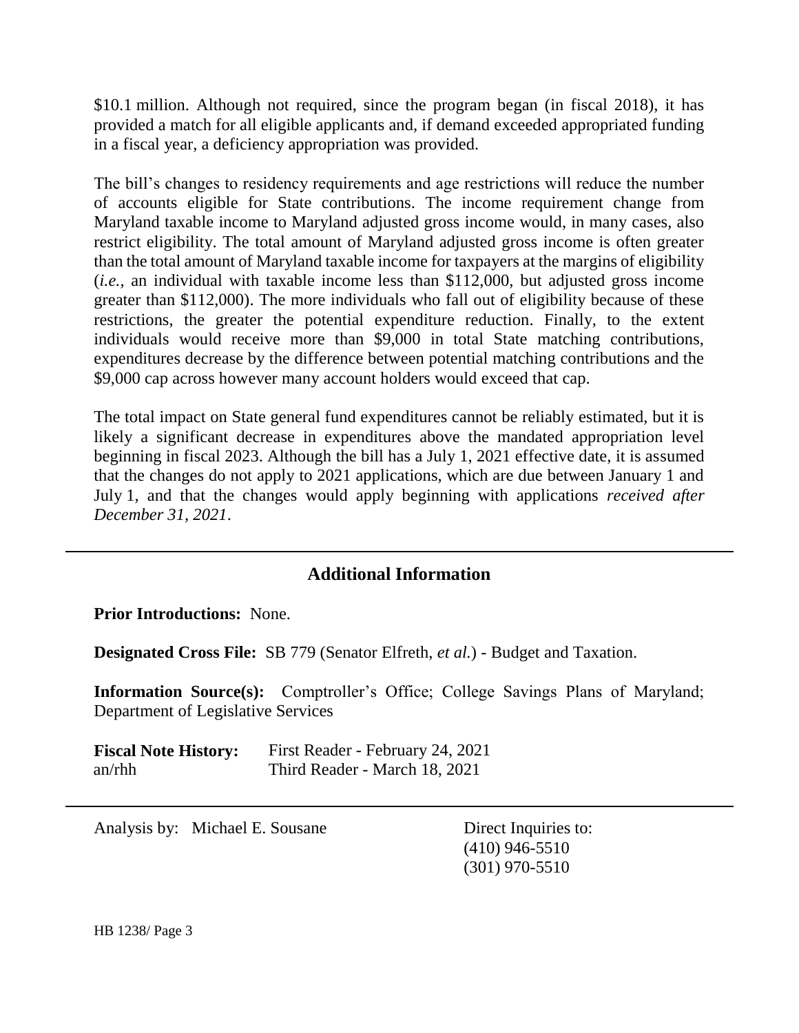$10.1 million. Although not required, since the program began (in fiscal 2018), it has provided a match for all eligible applicants and, if demand exceeded appropriated funding in a fiscal year, a deficiency appropriation was provided.

The bill's changes to residency requirements and age restrictions will reduce the number of accounts eligible for State contributions. The income requirement change from Maryland taxable income to Maryland adjusted gross income would, in many cases, also restrict eligibility. The total amount of Maryland adjusted gross income is often greater than the total amount of Maryland taxable income for taxpayers at the margins of eligibility (*i.e.*, an individual with taxable income less than $112,000, but adjusted gross income greater than $112,000). The more individuals who fall out of eligibility because of these restrictions, the greater the potential expenditure reduction. Finally, to the extent individuals would receive more than $9,000 in total State matching contributions, expenditures decrease by the difference between potential matching contributions and the $9,000 cap across however many account holders would exceed that cap.

The total impact on State general fund expenditures cannot be reliably estimated, but it is likely a significant decrease in expenditures above the mandated appropriation level beginning in fiscal 2023. Although the bill has a July 1, 2021 effective date, it is assumed that the changes do not apply to 2021 applications, which are due between January 1 and July 1, and that the changes would apply beginning with applications *received after December 31, 2021*.

## Additional Information

**Prior Introductions:** None.

**Designated Cross File:** SB 779 (Senator Elfreth, *et al.*) - Budget and Taxation.

**Information Source(s):** Comptroller's Office; College Savings Plans of Maryland; Department of Legislative Services

**Fiscal Note History:** First Reader - February 24, 2021
an/rhh Third Reader - March 18, 2021

Analysis by: Michael E. Sousane

Direct Inquiries to:
(410) 946-5510
(301) 970-5510